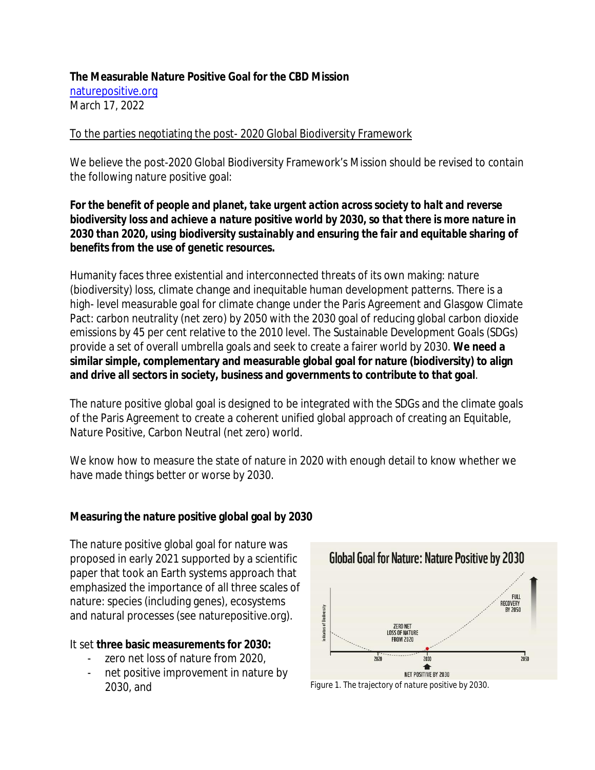**The Measurable Nature Positive Goal for the CBD Mission**
naturepositive.org
March 17, 2022

To the parties negotiating the post- 2020 Global Biodiversity Framework

We believe the post-2020 Global Biodiversity Framework's Mission should be revised to contain the following nature positive goal:

**For the benefit of people *and planet*, take urgent action *across society* to halt *and reverse* biodiversity loss *and achieve a nature positive world by 2030, so that there is more nature in 2030 than 2020,* using biodiversity *sustainably and ensuring the fair and equitable sharing of* benefits from the use of genetic resources.**

Humanity faces three existential and interconnected threats of its own making: nature (biodiversity) loss, climate change and inequitable human development patterns. There is a high- level measurable goal for climate change under the Paris Agreement and Glasgow Climate Pact: carbon neutrality (net zero) by 2050 with the 2030 goal of reducing global carbon dioxide emissions by 45 per cent relative to the 2010 level. The Sustainable Development Goals (SDGs) provide a set of overall umbrella goals and seek to create a fairer world by 2030. **We need a similar simple, complementary and measurable global goal for nature (biodiversity) to align and drive all sectors in society, business and governments to contribute to that goal**.

The nature positive global goal is designed to be integrated with the SDGs and the climate goals of the Paris Agreement to create a coherent unified global approach of creating an Equitable, Nature Positive, Carbon Neutral (net zero) world.

We know how to measure the state of nature in 2020 with enough detail to know whether we have made things better or worse by 2030.

**Measuring the nature positive global goal by 2030**

The nature positive global goal for nature was proposed in early 2021 supported by a scientific paper that took an Earth systems approach that emphasized the importance of all three scales of nature: species (including genes), ecosystems and natural processes (see naturepositive.org).

It set **three basic measurements for 2030:**

- zero net loss of nature from 2020,
- net positive improvement in nature by 2030, and

Figure 1. The trajectory of nature positive by 2030.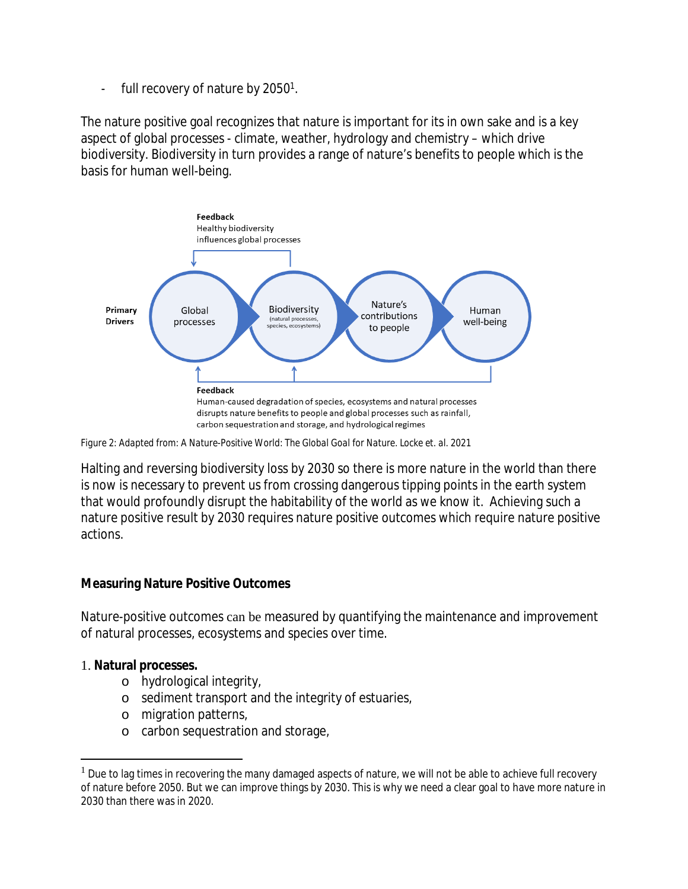- full recovery of nature by 2050[1].

The nature positive goal recognizes that nature is important for its in own sake and is a key aspect of global processes - climate, weather, hydrology and chemistry – which drive biodiversity. Biodiversity in turn provides a range of nature's benefits to people which is the basis for human well-being.

**Feedback**
Healthy biodiversity influences global processes

**Primary Drivers** → Global processes → Biodiversity (natural processes, species, ecosystems) → Nature's contributions to people → Human well-being

**Feedback**
Human-caused degradation of species, ecosystems and natural processes disrupts nature benefits to people and global processes such as rainfall, carbon sequestration and storage, and hydrological regimes

Figure 2: Adapted from: A Nature-Positive World: The Global Goal for Nature. Locke et. al. 2021

Halting and reversing biodiversity loss by 2030 so there is more nature in the world than there is now is necessary to prevent us from crossing dangerous tipping points in the earth system that would profoundly disrupt the habitability of the world as we know it. Achieving such a nature positive result by 2030 requires nature positive outcomes which require nature positive actions.

## Measuring Nature Positive Outcomes

Nature-positive outcomes can be measured by quantifying the maintenance and improvement of natural processes, ecosystems and species over time.

1. **Natural processes.**
   - hydrological integrity,
   - sediment transport and the integrity of estuaries,
   - migration patterns,
   - carbon sequestration and storage,

[1] Due to lag times in recovering the many damaged aspects of nature, we will not be able to achieve full recovery of nature before 2050. But we can improve things by 2030. This is why we need a clear goal to have more nature in 2030 than there was in 2020.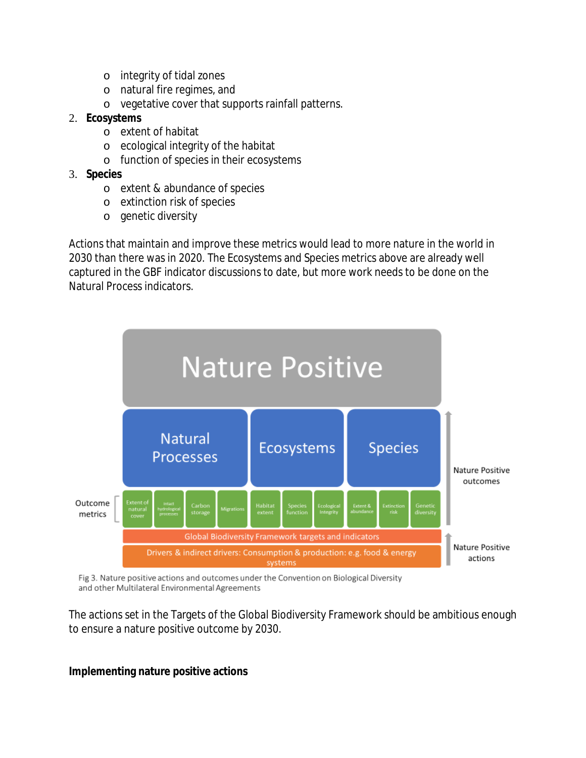- integrity of tidal zones
- natural fire regimes, and
- vegetative cover that supports rainfall patterns.

2. **Ecosystems**
   - extent of habitat
   - ecological integrity of the habitat
   - function of species in their ecosystems
3. **Species**
   - extent & abundance of species
   - extinction risk of species
   - genetic diversity

Actions that maintain and improve these metrics would lead to more nature in the world in 2030 than there was in 2020. The Ecosystems and Species metrics above are already well captured in the GBF indicator discussions to date, but more work needs to be done on the Natural Process indicators.

Fig 3. Nature positive actions and outcomes under the Convention on Biological Diversity and other Multilateral Environmental Agreements

The actions set in the Targets of the Global Biodiversity Framework should be ambitious enough to ensure a nature positive outcome by 2030.

**Implementing nature positive actions**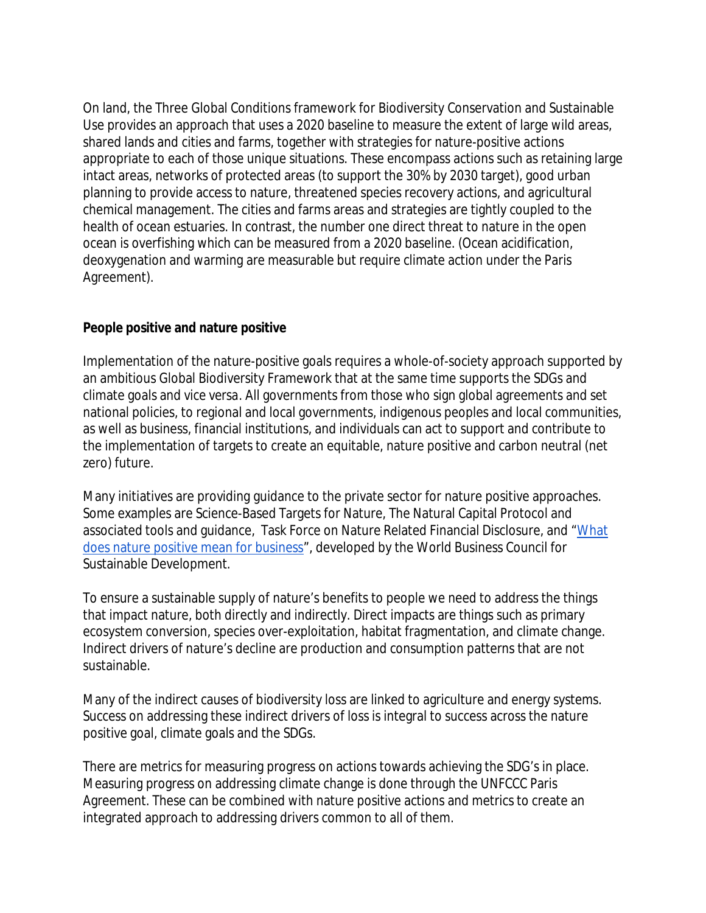On land, the Three Global Conditions framework for Biodiversity Conservation and Sustainable Use provides an approach that uses a 2020 baseline to measure the extent of large wild areas, shared lands and cities and farms, together with strategies for nature-positive actions appropriate to each of those unique situations. These encompass actions such as retaining large intact areas, networks of protected areas (to support the 30% by 2030 target), good urban planning to provide access to nature, threatened species recovery actions, and agricultural chemical management. The cities and farms areas and strategies are tightly coupled to the health of ocean estuaries. In contrast, the number one direct threat to nature in the open ocean is overfishing which can be measured from a 2020 baseline. (Ocean acidification, deoxygenation and warming are measurable but require climate action under the Paris Agreement).

**People positive and nature positive**

Implementation of the nature-positive goals requires a whole-of-society approach supported by an ambitious Global Biodiversity Framework that at the same time supports the SDGs and climate goals and vice versa. All governments from those who sign global agreements and set national policies, to regional and local governments, indigenous peoples and local communities, as well as business, financial institutions, and individuals can act to support and contribute to the implementation of targets to create an equitable, nature positive and carbon neutral (net zero) future.

Many initiatives are providing guidance to the private sector for nature positive approaches. Some examples are Science-Based Targets for Nature, The Natural Capital Protocol and associated tools and guidance, Task Force on Nature Related Financial Disclosure, and "What does nature positive mean for business", developed by the World Business Council for Sustainable Development.

To ensure a sustainable supply of nature's benefits to people we need to address the things that impact nature, both directly and indirectly. Direct impacts are things such as primary ecosystem conversion, species over-exploitation, habitat fragmentation, and climate change. Indirect drivers of nature's decline are production and consumption patterns that are not sustainable.

Many of the indirect causes of biodiversity loss are linked to agriculture and energy systems. Success on addressing these indirect drivers of loss is integral to success across the nature positive goal, climate goals and the SDGs.

There are metrics for measuring progress on actions towards achieving the SDG's in place. Measuring progress on addressing climate change is done through the UNFCCC Paris Agreement. These can be combined with nature positive actions and metrics to create an integrated approach to addressing drivers common to all of them.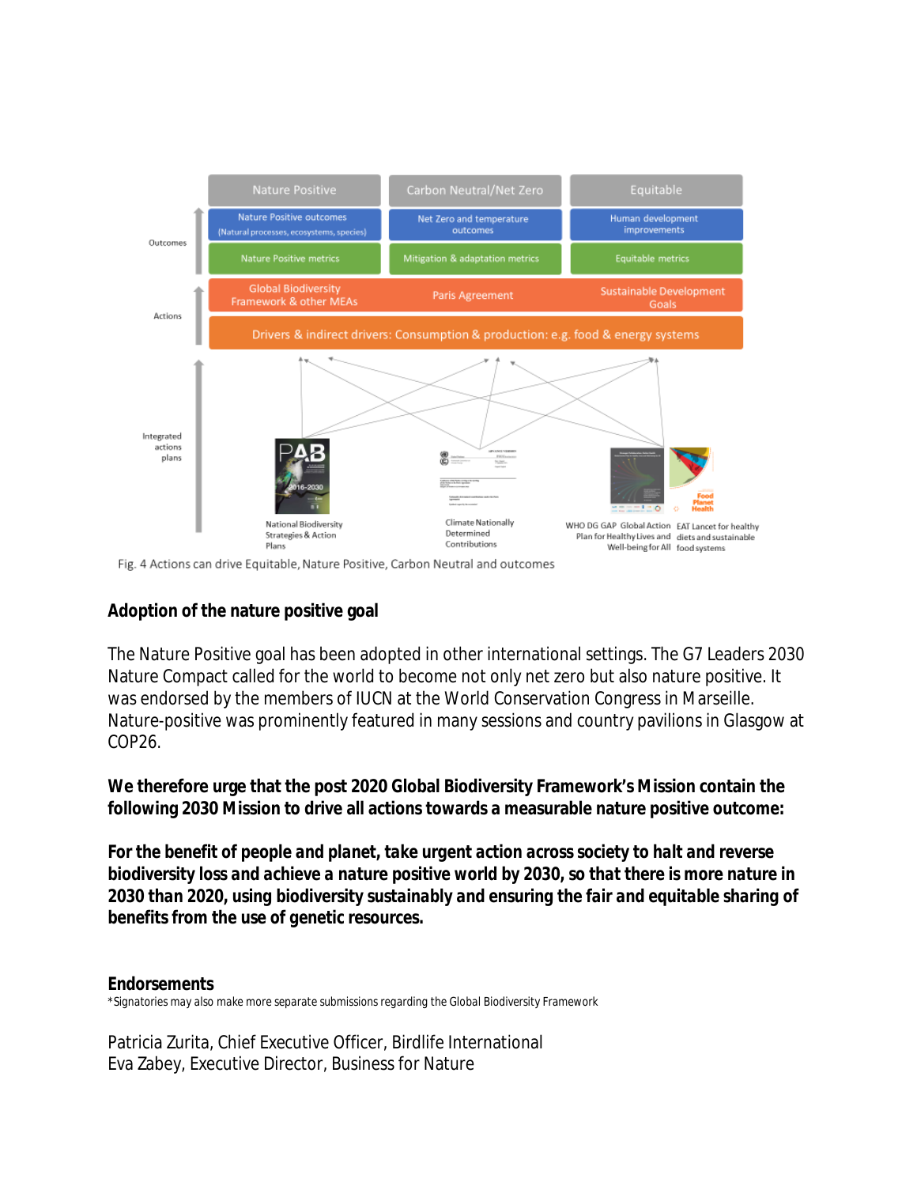Fig. 4 Actions can drive Equitable, Nature Positive, Carbon Neutral and outcomes

## Adoption of the nature positive goal

The Nature Positive goal has been adopted in other international settings. The G7 Leaders 2030 Nature Compact called for the world to become not only net zero but also nature positive. It was endorsed by the members of IUCN at the World Conservation Congress in Marseille. Nature-positive was prominently featured in many sessions and country pavilions in Glasgow at COP26.

**We therefore urge that the post 2020 Global Biodiversity Framework's Mission contain the following 2030 Mission to drive all actions towards a measurable nature positive outcome:**

**For the benefit of people and planet, take urgent action across society to halt and reverse biodiversity loss and achieve a nature positive world by 2030, so that there is more nature in 2030 than 2020, using biodiversity sustainably and ensuring the fair and equitable sharing of benefits from the use of genetic resources.**

## Endorsements

*Signatories may also make more separate submissions regarding the Global Biodiversity Framework

Patricia Zurita, Chief Executive Officer, Birdlife International
Eva Zabey, Executive Director, Business for Nature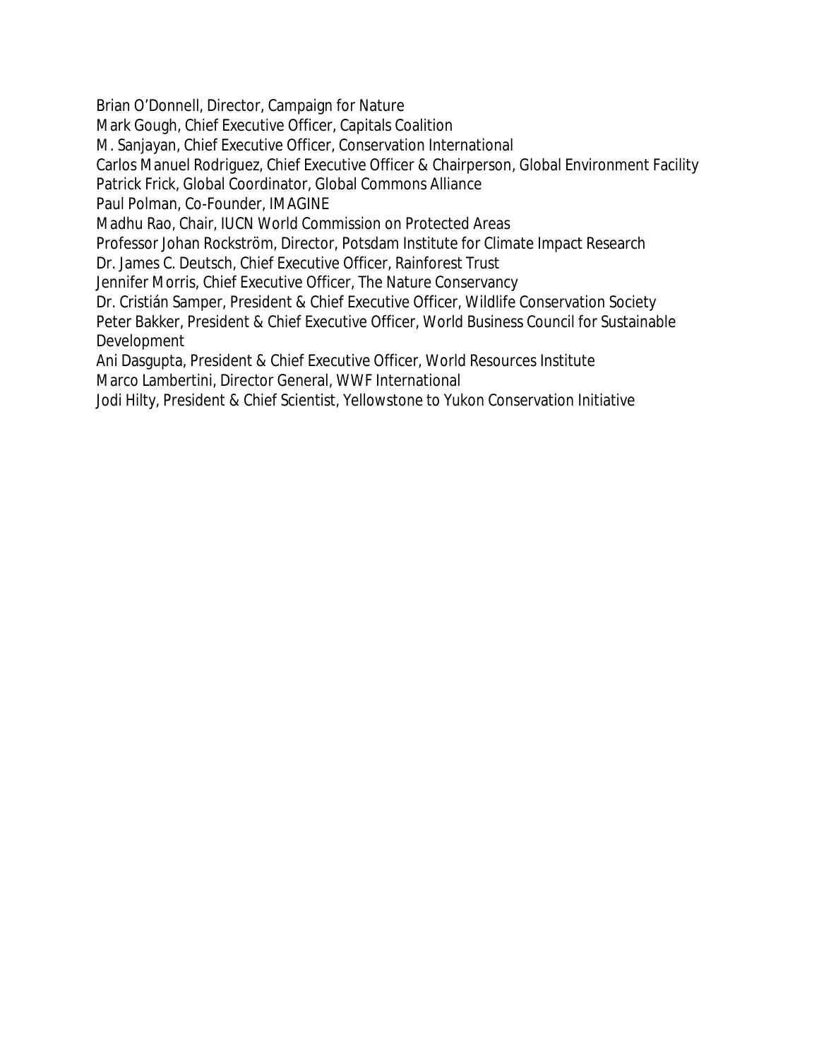Brian O'Donnell, Director, Campaign for Nature
Mark Gough, Chief Executive Officer, Capitals Coalition
M. Sanjayan, Chief Executive Officer, Conservation International
Carlos Manuel Rodriguez, Chief Executive Officer & Chairperson, Global Environment Facility
Patrick Frick, Global Coordinator, Global Commons Alliance
Paul Polman, Co-Founder, IMAGINE
Madhu Rao, Chair, IUCN World Commission on Protected Areas
Professor Johan Rockström, Director, Potsdam Institute for Climate Impact Research
Dr. James C. Deutsch, Chief Executive Officer, Rainforest Trust
Jennifer Morris, Chief Executive Officer, The Nature Conservancy
Dr. Cristián Samper, President & Chief Executive Officer, Wildlife Conservation Society
Peter Bakker, President & Chief Executive Officer, World Business Council for Sustainable Development
Ani Dasgupta, President & Chief Executive Officer, World Resources Institute
Marco Lambertini, Director General, WWF International
Jodi Hilty, President & Chief Scientist, Yellowstone to Yukon Conservation Initiative